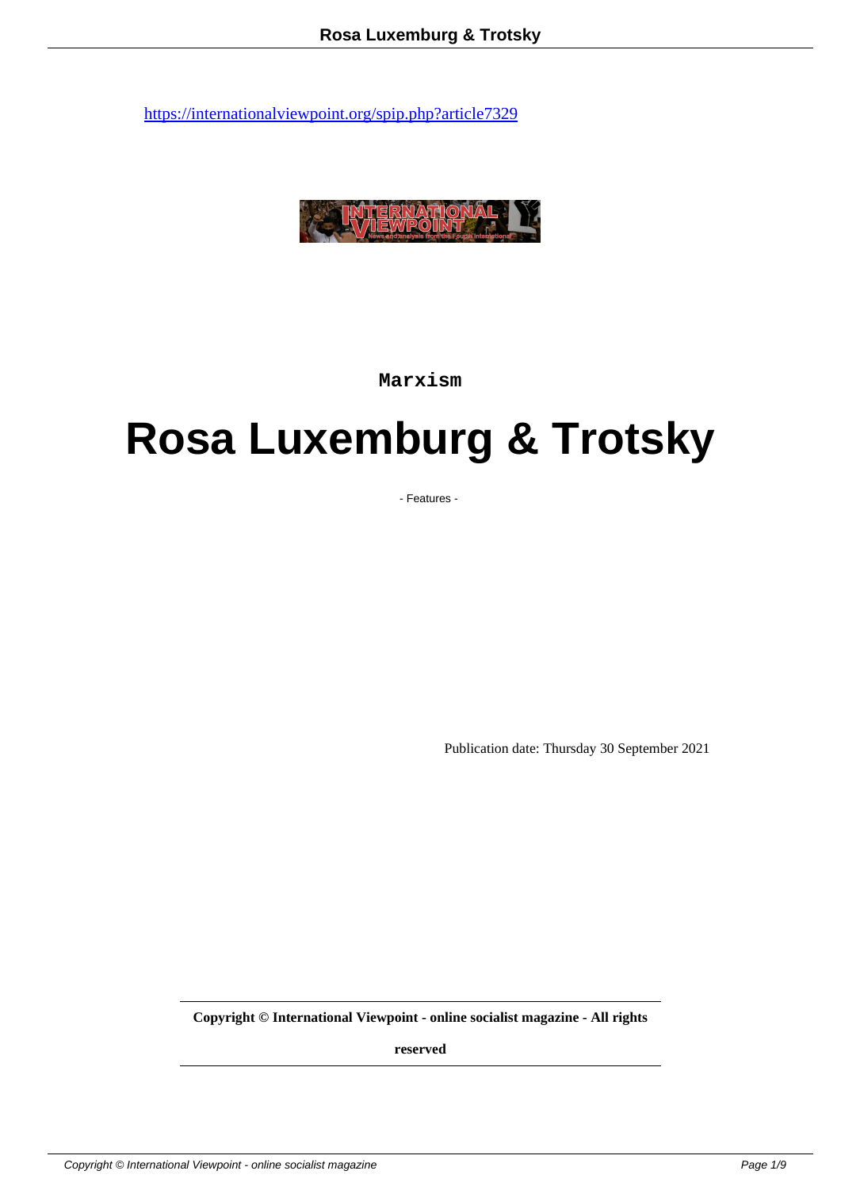https://internationalviewpoint.org/spip.php?article7329

Marxism

# Rosa Luxemburg & Trotsky

- Features -

Publication date: Thursday 30 September 2021

**Copyright © International Viewpoint - online socialist magazine - All rights reserved**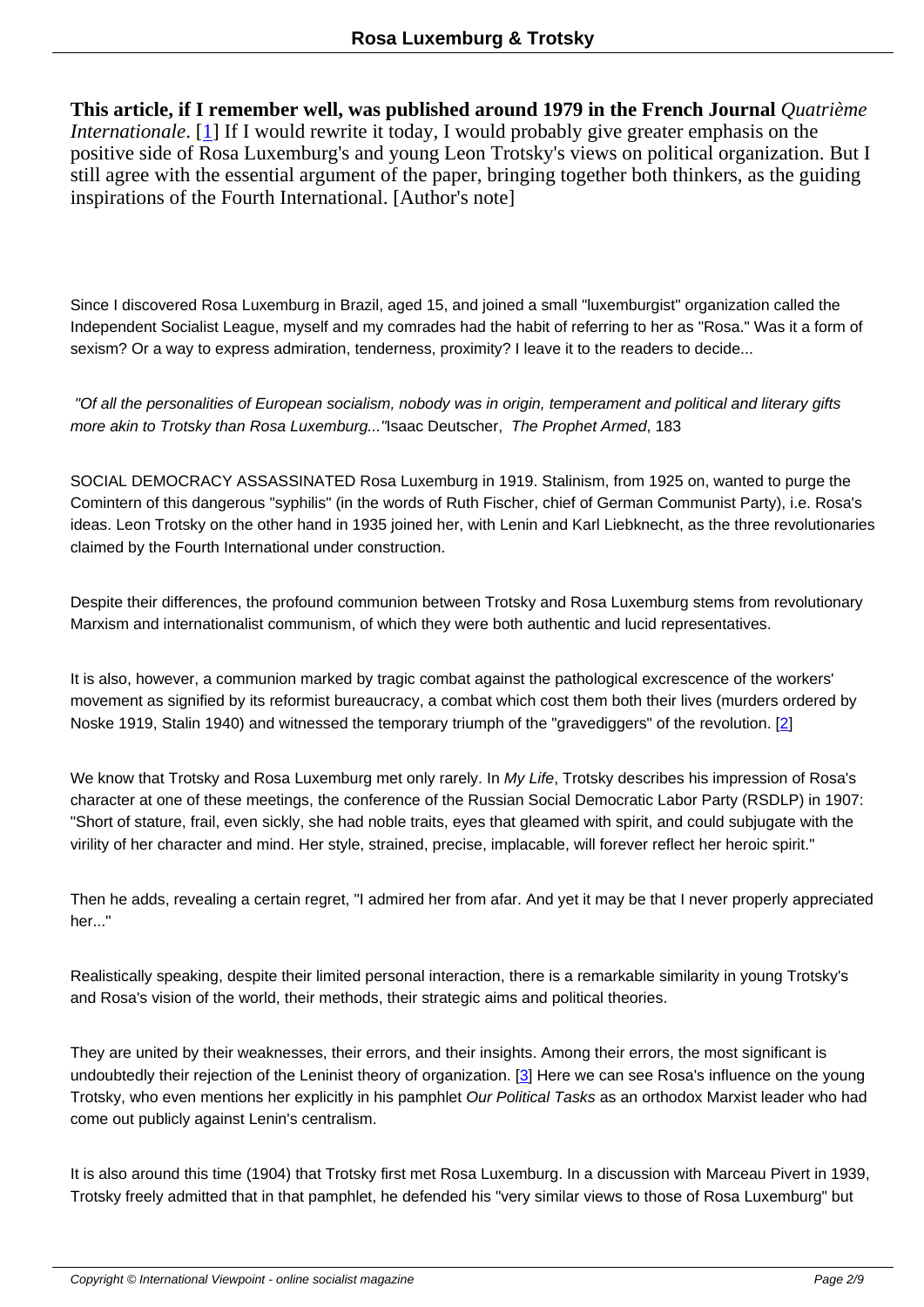**This article, if I remember well, was published around 1979 in the French Journal** *Quatrième Internationale*. [1] If I would rewrite it today, I would probably give greater emphasis on the positive side of Rosa Luxemburg's and young Leon Trotsky's views on political organization. But I still agree with the essential argument of the paper, bringing together both thinkers, as the guiding inspirations of the Fourth International. [Author's note]

Since I discovered Rosa Luxemburg in Brazil, aged 15, and joined a small "luxemburgist" organization called the Independent Socialist League, myself and my comrades had the habit of referring to her as "Rosa." Was it a form of sexism? Or a way to express admiration, tenderness, proximity? I leave it to the readers to decide...

*"Of all the personalities of European socialism, nobody was in origin, temperament and political and literary gifts more akin to Trotsky than Rosa Luxemburg..."* Isaac Deutscher, *The Prophet Armed*, 183

SOCIAL DEMOCRACY ASSASSINATED Rosa Luxemburg in 1919. Stalinism, from 1925 on, wanted to purge the Comintern of this dangerous "syphilis" (in the words of Ruth Fischer, chief of German Communist Party), i.e. Rosa's ideas. Leon Trotsky on the other hand in 1935 joined her, with Lenin and Karl Liebknecht, as the three revolutionaries claimed by the Fourth International under construction.

Despite their differences, the profound communion between Trotsky and Rosa Luxemburg stems from revolutionary Marxism and internationalist communism, of which they were both authentic and lucid representatives.

It is also, however, a communion marked by tragic combat against the pathological excrescence of the workers' movement as signified by its reformist bureaucracy, a combat which cost them both their lives (murders ordered by Noske 1919, Stalin 1940) and witnessed the temporary triumph of the "gravediggers" of the revolution. [2]

We know that Trotsky and Rosa Luxemburg met only rarely. In *My Life*, Trotsky describes his impression of Rosa's character at one of these meetings, the conference of the Russian Social Democratic Labor Party (RSDLP) in 1907: "Short of stature, frail, even sickly, she had noble traits, eyes that gleamed with spirit, and could subjugate with the virility of her character and mind. Her style, strained, precise, implacable, will forever reflect her heroic spirit."

Then he adds, revealing a certain regret, "I admired her from afar. And yet it may be that I never properly appreciated her..."

Realistically speaking, despite their limited personal interaction, there is a remarkable similarity in young Trotsky's and Rosa's vision of the world, their methods, their strategic aims and political theories.

They are united by their weaknesses, their errors, and their insights. Among their errors, the most significant is undoubtedly their rejection of the Leninist theory of organization. [3] Here we can see Rosa's influence on the young Trotsky, who even mentions her explicitly in his pamphlet *Our Political Tasks* as an orthodox Marxist leader who had come out publicly against Lenin's centralism.

It is also around this time (1904) that Trotsky first met Rosa Luxemburg. In a discussion with Marceau Pivert in 1939, Trotsky freely admitted that in that pamphlet, he defended his "very similar views to those of Rosa Luxemburg" but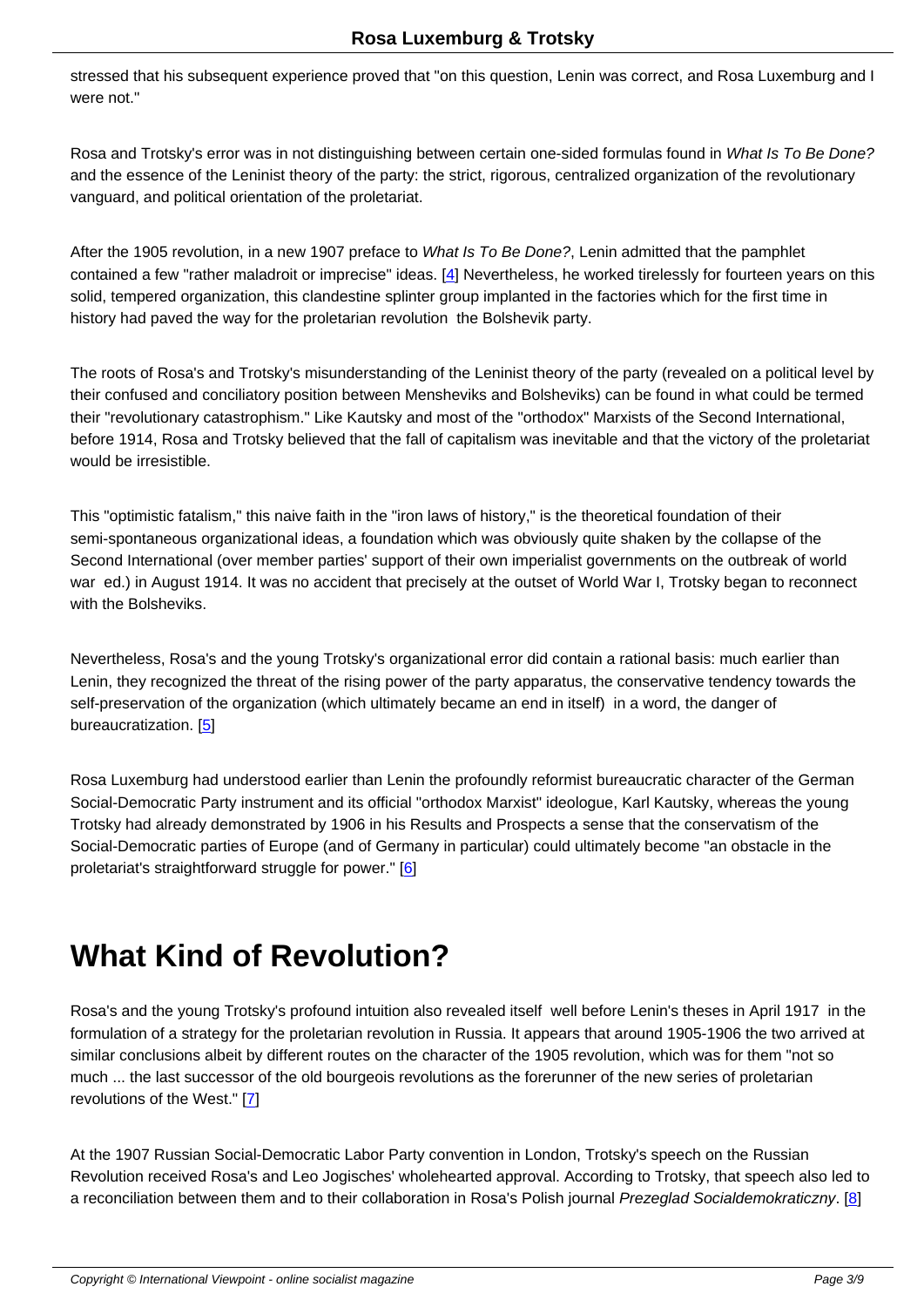stressed that his subsequent experience proved that "on this question, Lenin was correct, and Rosa Luxemburg and I were not."

Rosa and Trotsky's error was in not distinguishing between certain one-sided formulas found in *What Is To Be Done?* and the essence of the Leninist theory of the party: the strict, rigorous, centralized organization of the revolutionary vanguard, and political orientation of the proletariat.

After the 1905 revolution, in a new 1907 preface to *What Is To Be Done?*, Lenin admitted that the pamphlet contained a few "rather maladroit or imprecise" ideas. [4] Nevertheless, he worked tirelessly for fourteen years on this solid, tempered organization, this clandestine splinter group implanted in the factories which for the first time in history had paved the way for the proletarian revolution  the Bolshevik party.

The roots of Rosa's and Trotsky's misunderstanding of the Leninist theory of the party (revealed on a political level by their confused and conciliatory position between Mensheviks and Bolsheviks) can be found in what could be termed their "revolutionary catastrophism." Like Kautsky and most of the "orthodox" Marxists of the Second International, before 1914, Rosa and Trotsky believed that the fall of capitalism was inevitable and that the victory of the proletariat would be irresistible.

This "optimistic fatalism," this naive faith in the "iron laws of history," is the theoretical foundation of their semi-spontaneous organizational ideas, a foundation which was obviously quite shaken by the collapse of the Second International (over member parties' support of their own imperialist governments on the outbreak of world war  ed.) in August 1914. It was no accident that precisely at the outset of World War I, Trotsky began to reconnect with the Bolsheviks.

Nevertheless, Rosa's and the young Trotsky's organizational error did contain a rational basis: much earlier than Lenin, they recognized the threat of the rising power of the party apparatus, the conservative tendency towards the self-preservation of the organization (which ultimately became an end in itself)  in a word, the danger of bureaucratization. [5]

Rosa Luxemburg had understood earlier than Lenin the profoundly reformist bureaucratic character of the German Social-Democratic Party instrument and its official "orthodox Marxist" ideologue, Karl Kautsky, whereas the young Trotsky had already demonstrated by 1906 in his Results and Prospects a sense that the conservatism of the Social-Democratic parties of Europe (and of Germany in particular) could ultimately become "an obstacle in the proletariat's straightforward struggle for power." [6]

# What Kind of Revolution?

Rosa's and the young Trotsky's profound intuition also revealed itself  well before Lenin's theses in April 1917  in the formulation of a strategy for the proletarian revolution in Russia. It appears that around 1905-1906 the two arrived at similar conclusions albeit by different routes on the character of the 1905 revolution, which was for them "not so much ... the last successor of the old bourgeois revolutions as the forerunner of the new series of proletarian revolutions of the West." [7]

At the 1907 Russian Social-Democratic Labor Party convention in London, Trotsky's speech on the Russian Revolution received Rosa's and Leo Jogisches' wholehearted approval. According to Trotsky, that speech also led to a reconciliation between them and to their collaboration in Rosa's Polish journal *Prezeglad Socialdemokraticzny*. [8]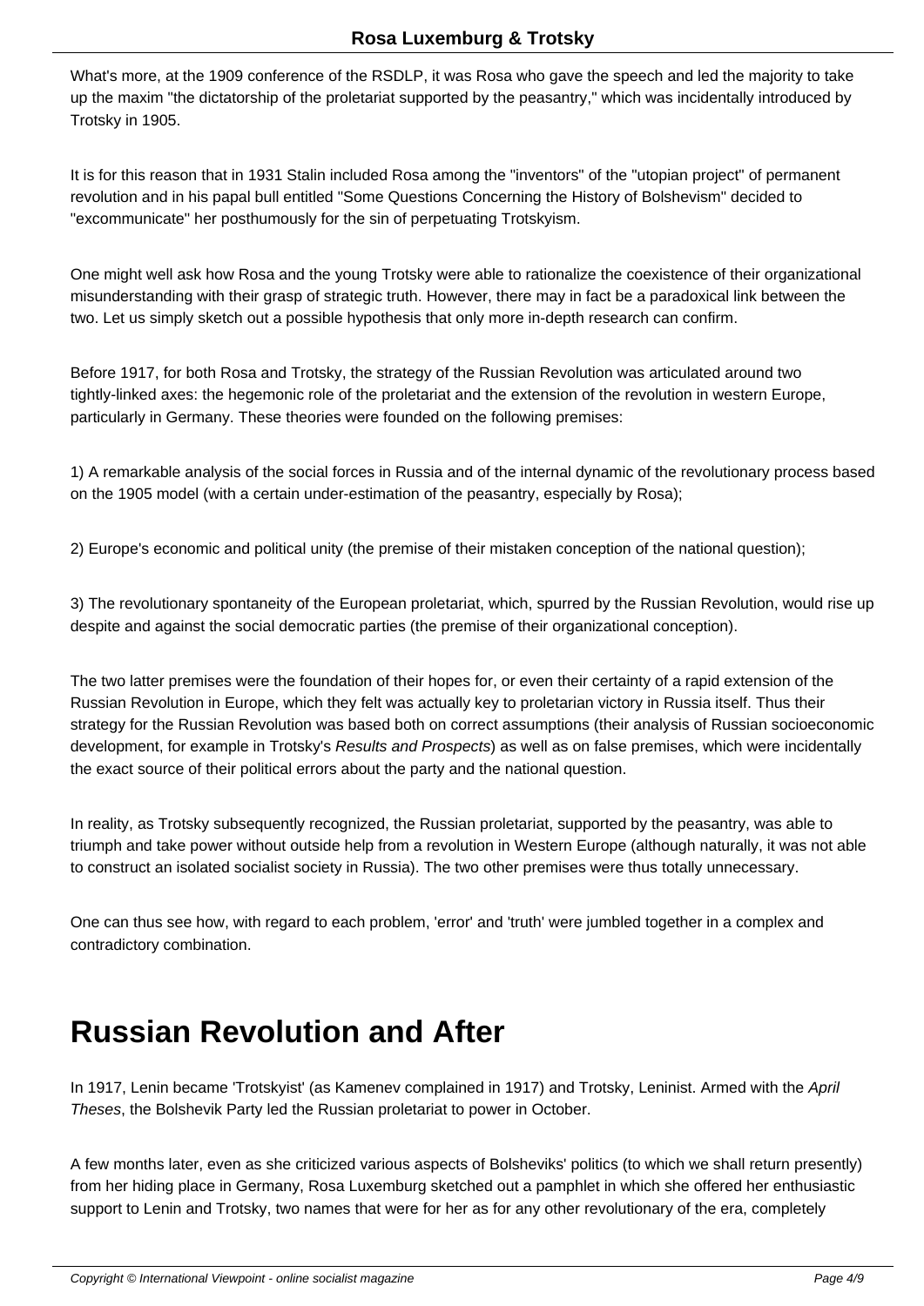What's more, at the 1909 conference of the RSDLP, it was Rosa who gave the speech and led the majority to take up the maxim "the dictatorship of the proletariat supported by the peasantry," which was incidentally introduced by Trotsky in 1905.

It is for this reason that in 1931 Stalin included Rosa among the "inventors" of the "utopian project" of permanent revolution and in his papal bull entitled "Some Questions Concerning the History of Bolshevism" decided to "excommunicate" her posthumously for the sin of perpetuating Trotskyism.

One might well ask how Rosa and the young Trotsky were able to rationalize the coexistence of their organizational misunderstanding with their grasp of strategic truth. However, there may in fact be a paradoxical link between the two. Let us simply sketch out a possible hypothesis that only more in-depth research can confirm.

Before 1917, for both Rosa and Trotsky, the strategy of the Russian Revolution was articulated around two tightly-linked axes: the hegemonic role of the proletariat and the extension of the revolution in western Europe, particularly in Germany. These theories were founded on the following premises:

1) A remarkable analysis of the social forces in Russia and of the internal dynamic of the revolutionary process based on the 1905 model (with a certain under-estimation of the peasantry, especially by Rosa);

2) Europe's economic and political unity (the premise of their mistaken conception of the national question);

3) The revolutionary spontaneity of the European proletariat, which, spurred by the Russian Revolution, would rise up despite and against the social democratic parties (the premise of their organizational conception).

The two latter premises were the foundation of their hopes for, or even their certainty of a rapid extension of the Russian Revolution in Europe, which they felt was actually key to proletarian victory in Russia itself. Thus their strategy for the Russian Revolution was based both on correct assumptions (their analysis of Russian socioeconomic development, for example in Trotsky's *Results and Prospects*) as well as on false premises, which were incidentally the exact source of their political errors about the party and the national question.

In reality, as Trotsky subsequently recognized, the Russian proletariat, supported by the peasantry, was able to triumph and take power without outside help from a revolution in Western Europe (although naturally, it was not able to construct an isolated socialist society in Russia). The two other premises were thus totally unnecessary.

One can thus see how, with regard to each problem, 'error' and 'truth' were jumbled together in a complex and contradictory combination.

# Russian Revolution and After

In 1917, Lenin became 'Trotskyist' (as Kamenev complained in 1917) and Trotsky, Leninist. Armed with the *April Theses*, the Bolshevik Party led the Russian proletariat to power in October.

A few months later, even as she criticized various aspects of Bolsheviks' politics (to which we shall return presently) from her hiding place in Germany, Rosa Luxemburg sketched out a pamphlet in which she offered her enthusiastic support to Lenin and Trotsky, two names that were for her as for any other revolutionary of the era, completely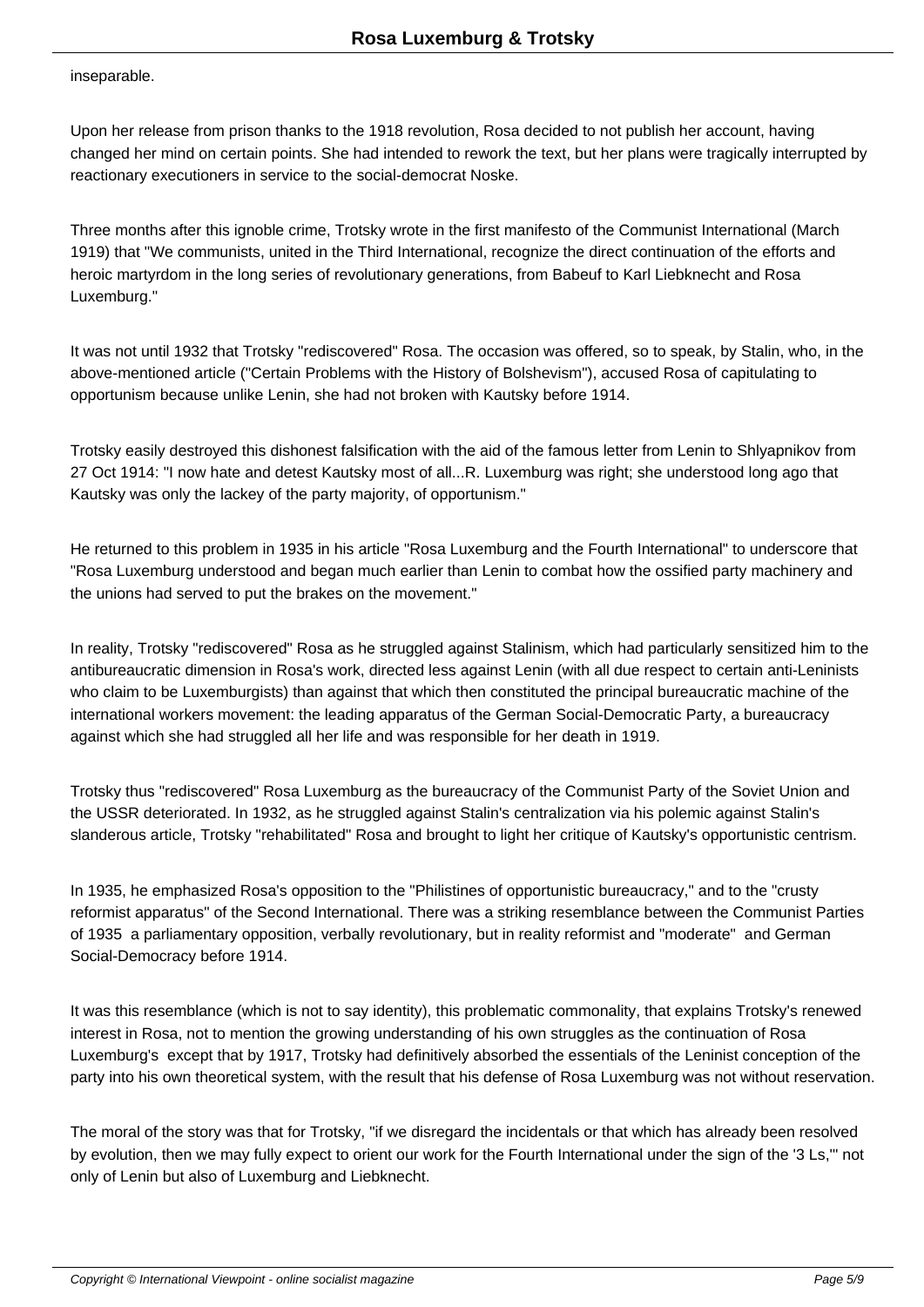inseparable.

Upon her release from prison thanks to the 1918 revolution, Rosa decided to not publish her account, having changed her mind on certain points. She had intended to rework the text, but her plans were tragically interrupted by reactionary executioners in service to the social-democrat Noske.

Three months after this ignoble crime, Trotsky wrote in the first manifesto of the Communist International (March 1919) that "We communists, united in the Third International, recognize the direct continuation of the efforts and heroic martyrdom in the long series of revolutionary generations, from Babeuf to Karl Liebknecht and Rosa Luxemburg."

It was not until 1932 that Trotsky "rediscovered" Rosa. The occasion was offered, so to speak, by Stalin, who, in the above-mentioned article ("Certain Problems with the History of Bolshevism"), accused Rosa of capitulating to opportunism because unlike Lenin, she had not broken with Kautsky before 1914.

Trotsky easily destroyed this dishonest falsification with the aid of the famous letter from Lenin to Shlyapnikov from 27 Oct 1914: "I now hate and detest Kautsky most of all...R. Luxemburg was right; she understood long ago that Kautsky was only the lackey of the party majority, of opportunism."

He returned to this problem in 1935 in his article "Rosa Luxemburg and the Fourth International" to underscore that "Rosa Luxemburg understood and began much earlier than Lenin to combat how the ossified party machinery and the unions had served to put the brakes on the movement."

In reality, Trotsky "rediscovered" Rosa as he struggled against Stalinism, which had particularly sensitized him to the antibureaucratic dimension in Rosa's work, directed less against Lenin (with all due respect to certain anti-Leninists who claim to be Luxemburgists) than against that which then constituted the principal bureaucratic machine of the international workers movement: the leading apparatus of the German Social-Democratic Party, a bureaucracy against which she had struggled all her life and was responsible for her death in 1919.

Trotsky thus "rediscovered" Rosa Luxemburg as the bureaucracy of the Communist Party of the Soviet Union and the USSR deteriorated. In 1932, as he struggled against Stalin's centralization via his polemic against Stalin's slanderous article, Trotsky "rehabilitated" Rosa and brought to light her critique of Kautsky's opportunistic centrism.

In 1935, he emphasized Rosa's opposition to the "Philistines of opportunistic bureaucracy," and to the "crusty reformist apparatus" of the Second International. There was a striking resemblance between the Communist Parties of 1935 a parliamentary opposition, verbally revolutionary, but in reality reformist and "moderate" and German Social-Democracy before 1914.

It was this resemblance (which is not to say identity), this problematic commonality, that explains Trotsky's renewed interest in Rosa, not to mention the growing understanding of his own struggles as the continuation of Rosa Luxemburg's except that by 1917, Trotsky had definitively absorbed the essentials of the Leninist conception of the party into his own theoretical system, with the result that his defense of Rosa Luxemburg was not without reservation.

The moral of the story was that for Trotsky, "if we disregard the incidentals or that which has already been resolved by evolution, then we may fully expect to orient our work for the Fourth International under the sign of the '3 Ls,'" not only of Lenin but also of Luxemburg and Liebknecht.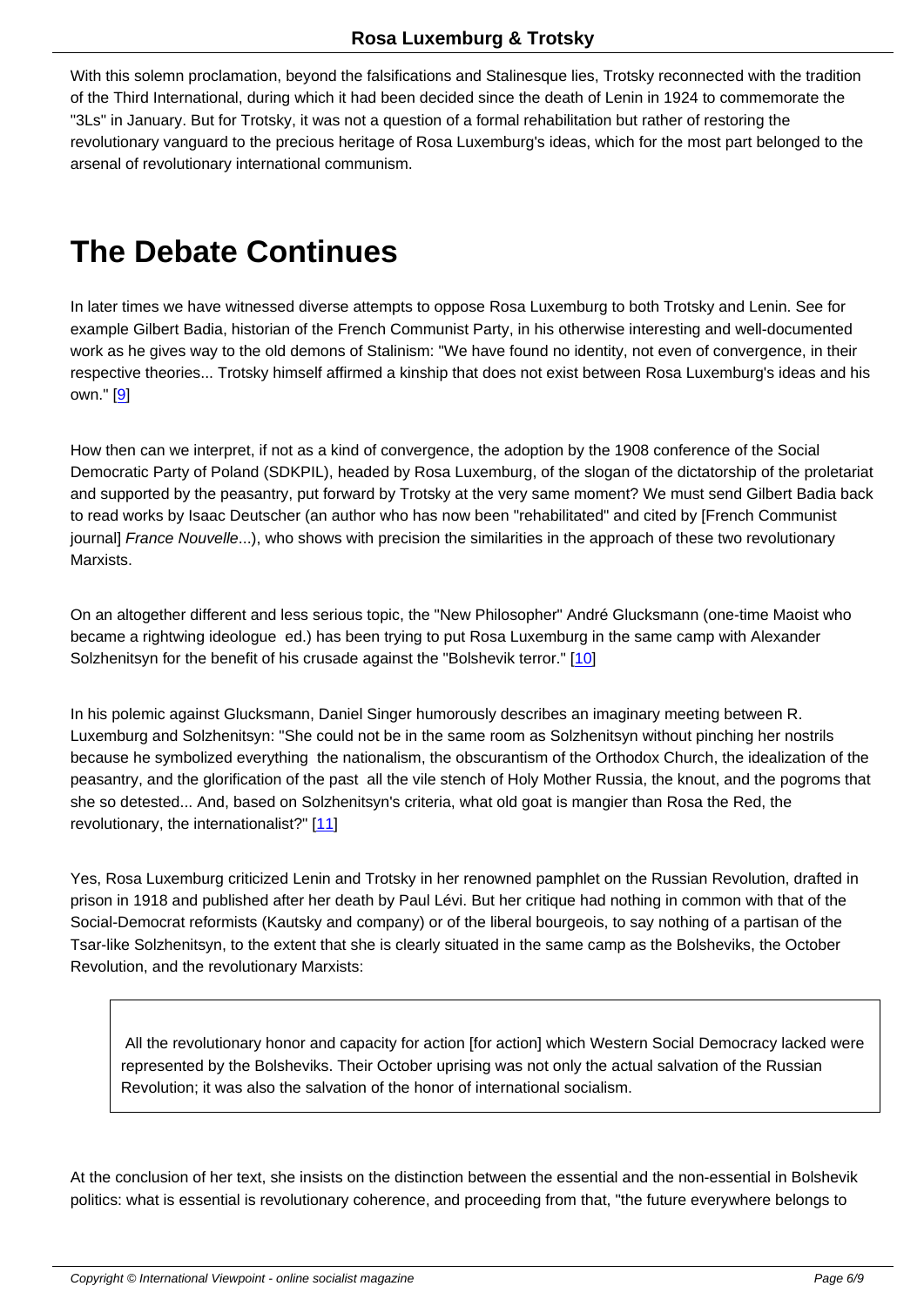With this solemn proclamation, beyond the falsifications and Stalinesque lies, Trotsky reconnected with the tradition of the Third International, during which it had been decided since the death of Lenin in 1924 to commemorate the "3Ls" in January. But for Trotsky, it was not a question of a formal rehabilitation but rather of restoring the revolutionary vanguard to the precious heritage of Rosa Luxemburg's ideas, which for the most part belonged to the arsenal of revolutionary international communism.

# The Debate Continues

In later times we have witnessed diverse attempts to oppose Rosa Luxemburg to both Trotsky and Lenin. See for example Gilbert Badia, historian of the French Communist Party, in his otherwise interesting and well-documented work as he gives way to the old demons of Stalinism: "We have found no identity, not even of convergence, in their respective theories... Trotsky himself affirmed a kinship that does not exist between Rosa Luxemburg's ideas and his own." [9]

How then can we interpret, if not as a kind of convergence, the adoption by the 1908 conference of the Social Democratic Party of Poland (SDKPIL), headed by Rosa Luxemburg, of the slogan of the dictatorship of the proletariat and supported by the peasantry, put forward by Trotsky at the very same moment? We must send Gilbert Badia back to read works by Isaac Deutscher (an author who has now been "rehabilitated" and cited by [French Communist journal] *France Nouvelle*...), who shows with precision the similarities in the approach of these two revolutionary Marxists.

On an altogether different and less serious topic, the "New Philosopher" André Glucksmann (one-time Maoist who became a rightwing ideologue ed.) has been trying to put Rosa Luxemburg in the same camp with Alexander Solzhenitsyn for the benefit of his crusade against the "Bolshevik terror." [10]

In his polemic against Glucksmann, Daniel Singer humorously describes an imaginary meeting between R. Luxemburg and Solzhenitsyn: "She could not be in the same room as Solzhenitsyn without pinching her nostrils because he symbolized everything the nationalism, the obscurantism of the Orthodox Church, the idealization of the peasantry, and the glorification of the past all the vile stench of Holy Mother Russia, the knout, and the pogroms that she so detested... And, based on Solzhenitsyn's criteria, what old goat is mangier than Rosa the Red, the revolutionary, the internationalist?" [11]

Yes, Rosa Luxemburg criticized Lenin and Trotsky in her renowned pamphlet on the Russian Revolution, drafted in prison in 1918 and published after her death by Paul Lévi. But her critique had nothing in common with that of the Social-Democrat reformists (Kautsky and company) or of the liberal bourgeois, to say nothing of a partisan of the Tsar-like Solzhenitsyn, to the extent that she is clearly situated in the same camp as the Bolsheviks, the October Revolution, and the revolutionary Marxists:

> All the revolutionary honor and capacity for action [for action] which Western Social Democracy lacked were represented by the Bolsheviks. Their October uprising was not only the actual salvation of the Russian Revolution; it was also the salvation of the honor of international socialism.

At the conclusion of her text, she insists on the distinction between the essential and the non-essential in Bolshevik politics: what is essential is revolutionary coherence, and proceeding from that, "the future everywhere belongs to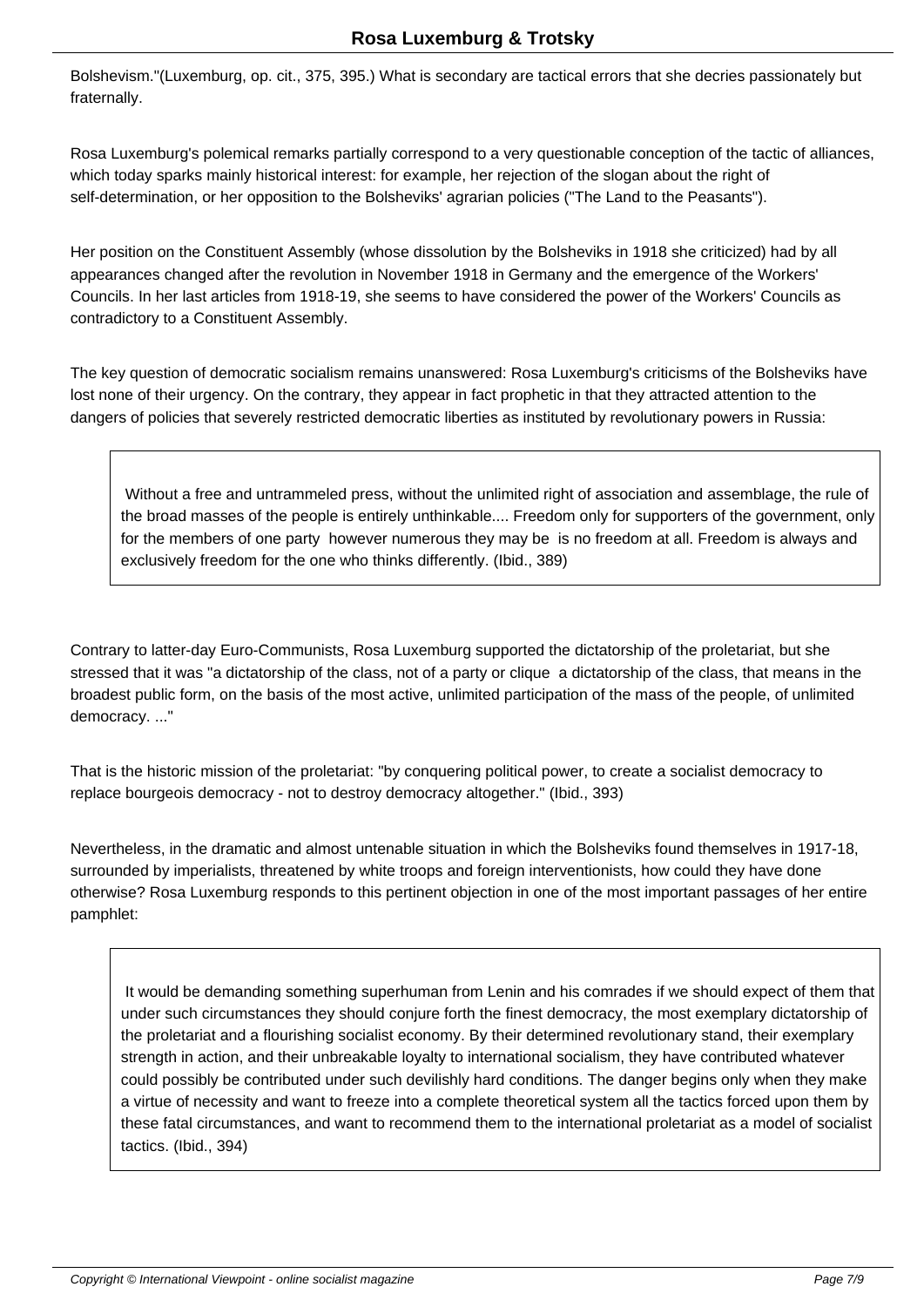Bolshevism."(Luxemburg, op. cit., 375, 395.) What is secondary are tactical errors that she decries passionately but fraternally.

Rosa Luxemburg's polemical remarks partially correspond to a very questionable conception of the tactic of alliances, which today sparks mainly historical interest: for example, her rejection of the slogan about the right of self-determination, or her opposition to the Bolsheviks' agrarian policies ("The Land to the Peasants").

Her position on the Constituent Assembly (whose dissolution by the Bolsheviks in 1918 she criticized) had by all appearances changed after the revolution in November 1918 in Germany and the emergence of the Workers' Councils. In her last articles from 1918-19, she seems to have considered the power of the Workers' Councils as contradictory to a Constituent Assembly.

The key question of democratic socialism remains unanswered: Rosa Luxemburg's criticisms of the Bolsheviks have lost none of their urgency. On the contrary, they appear in fact prophetic in that they attracted attention to the dangers of policies that severely restricted democratic liberties as instituted by revolutionary powers in Russia:

> Without a free and untrammeled press, without the unlimited right of association and assemblage, the rule of the broad masses of the people is entirely unthinkable.... Freedom only for supporters of the government, only for the members of one party however numerous they may be is no freedom at all. Freedom is always and exclusively freedom for the one who thinks differently. (Ibid., 389)

Contrary to latter-day Euro-Communists, Rosa Luxemburg supported the dictatorship of the proletariat, but she stressed that it was "a dictatorship of the class, not of a party or clique a dictatorship of the class, that means in the broadest public form, on the basis of the most active, unlimited participation of the mass of the people, of unlimited democracy. ..."

That is the historic mission of the proletariat: "by conquering political power, to create a socialist democracy to replace bourgeois democracy - not to destroy democracy altogether." (Ibid., 393)

Nevertheless, in the dramatic and almost untenable situation in which the Bolsheviks found themselves in 1917-18, surrounded by imperialists, threatened by white troops and foreign interventionists, how could they have done otherwise? Rosa Luxemburg responds to this pertinent objection in one of the most important passages of her entire pamphlet:

> It would be demanding something superhuman from Lenin and his comrades if we should expect of them that under such circumstances they should conjure forth the finest democracy, the most exemplary dictatorship of the proletariat and a flourishing socialist economy. By their determined revolutionary stand, their exemplary strength in action, and their unbreakable loyalty to international socialism, they have contributed whatever could possibly be contributed under such devilishly hard conditions. The danger begins only when they make a virtue of necessity and want to freeze into a complete theoretical system all the tactics forced upon them by these fatal circumstances, and want to recommend them to the international proletariat as a model of socialist tactics. (Ibid., 394)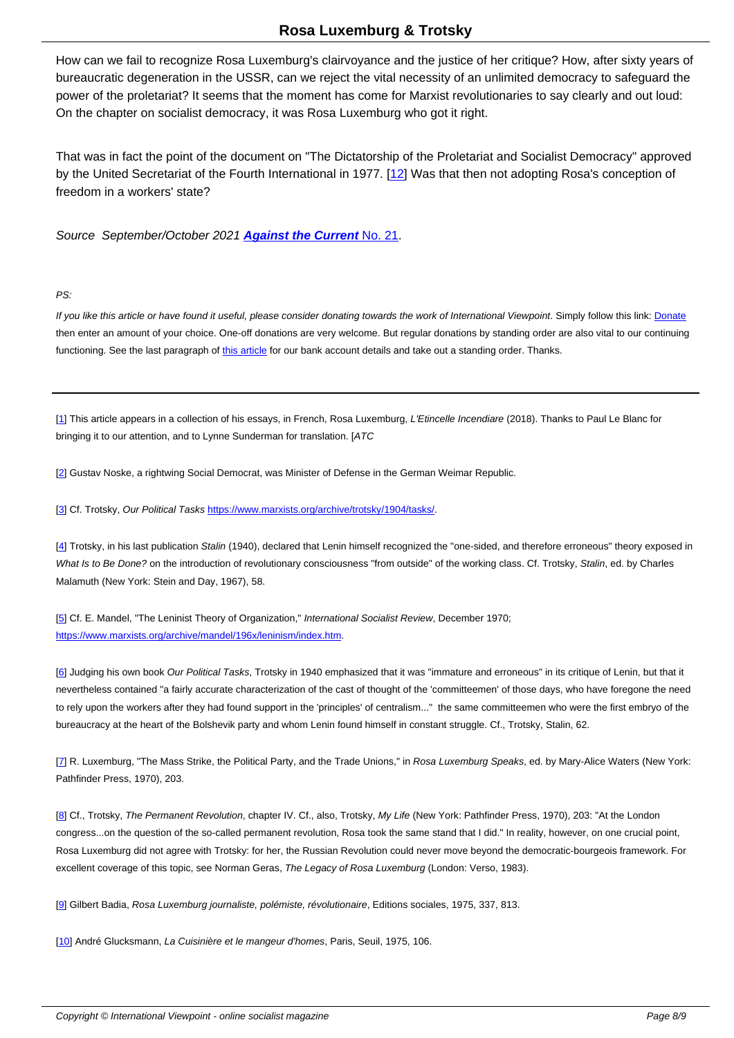How can we fail to recognize Rosa Luxemburg's clairvoyance and the justice of her critique? How, after sixty years of bureaucratic degeneration in the USSR, can we reject the vital necessity of an unlimited democracy to safeguard the power of the proletariat? It seems that the moment has come for Marxist revolutionaries to say clearly and out loud: On the chapter on socialist democracy, it was Rosa Luxemburg who got it right.

That was in fact the point of the document on "The Dictatorship of the Proletariat and Socialist Democracy" approved by the United Secretariat of the Fourth International in 1977. [12] Was that then not adopting Rosa's conception of freedom in a workers' state?

*Source September/October 2021* ***Against the Current*** No. 21.

*PS:*

*If you like this article or have found it useful, please consider donating towards the work of International Viewpoint. Simply follow this link:* Donate *then enter an amount of your choice. One-off donations are very welcome. But regular donations by standing order are also vital to our continuing functioning. See the last paragraph of* this article *for our bank account details and take out a standing order. Thanks.*

---

[1] This article appears in a collection of his essays, in French, Rosa Luxemburg, *L'Etincelle Incendiare* (2018). Thanks to Paul Le Blanc for bringing it to our attention, and to Lynne Sunderman for translation. [*ATC*

[2] Gustav Noske, a rightwing Social Democrat, was Minister of Defense in the German Weimar Republic.

[3] Cf. Trotsky, *Our Political Tasks* https://www.marxists.org/archive/trotsky/1904/tasks/.

[4] Trotsky, in his last publication *Stalin* (1940), declared that Lenin himself recognized the "one-sided, and therefore erroneous" theory exposed in *What Is to Be Done?* on the introduction of revolutionary consciousness "from outside" of the working class. Cf. Trotsky, *Stalin*, ed. by Charles Malamuth (New York: Stein and Day, 1967), 58.

[5] Cf. E. Mandel, "The Leninist Theory of Organization," *International Socialist Review*, December 1970; https://www.marxists.org/archive/mandel/196x/leninism/index.htm.

[6] Judging his own book *Our Political Tasks*, Trotsky in 1940 emphasized that it was "immature and erroneous" in its critique of Lenin, but that it nevertheless contained "a fairly accurate characterization of the cast of thought of the 'committeemen' of those days, who have foregone the need to rely upon the workers after they had found support in the 'principles' of centralism..." the same committeemen who were the first embryo of the bureaucracy at the heart of the Bolshevik party and whom Lenin found himself in constant struggle. Cf., Trotsky, Stalin, 62.

[7] R. Luxemburg, "The Mass Strike, the Political Party, and the Trade Unions," in *Rosa Luxemburg Speaks*, ed. by Mary-Alice Waters (New York: Pathfinder Press, 1970), 203.

[8] Cf., Trotsky, *The Permanent Revolution*, chapter IV. Cf., also, Trotsky, *My Life* (New York: Pathfinder Press, 1970), 203: "At the London congress...on the question of the so-called permanent revolution, Rosa took the same stand that I did." In reality, however, on one crucial point, Rosa Luxemburg did not agree with Trotsky: for her, the Russian Revolution could never move beyond the democratic-bourgeois framework. For excellent coverage of this topic, see Norman Geras, *The Legacy of Rosa Luxemburg* (London: Verso, 1983).

[9] Gilbert Badia, *Rosa Luxemburg journaliste, polémiste, révolutionaire*, Editions sociales, 1975, 337, 813.

[10] André Glucksmann, *La Cuisinière et le mangeur d'homes*, Paris, Seuil, 1975, 106.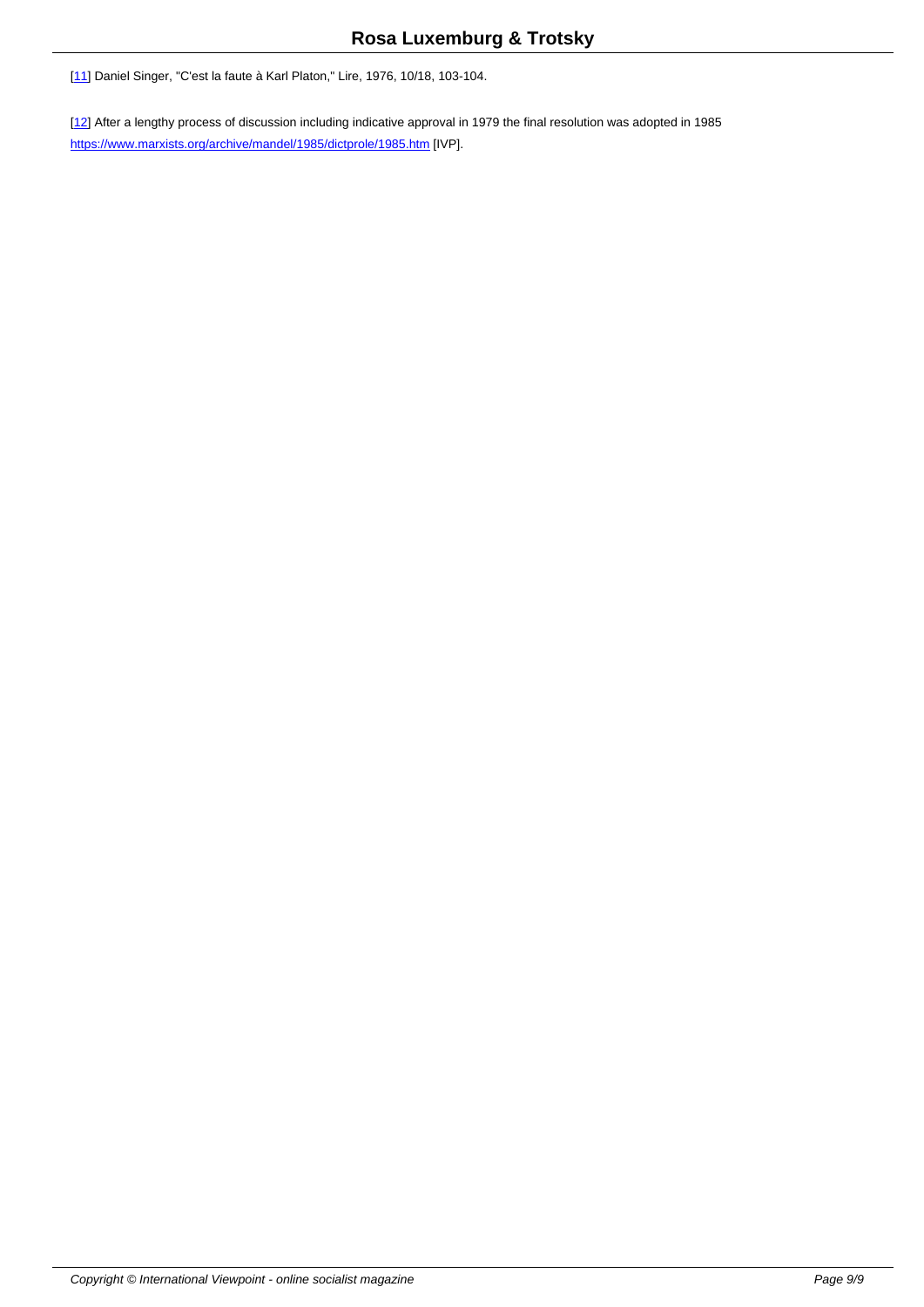[11] Daniel Singer, "C'est la faute à Karl Platon," Lire, 1976, 10/18, 103-104.

[12] After a lengthy process of discussion including indicative approval in 1979 the final resolution was adopted in 1985 https://www.marxists.org/archive/mandel/1985/dictprole/1985.htm [IVP].